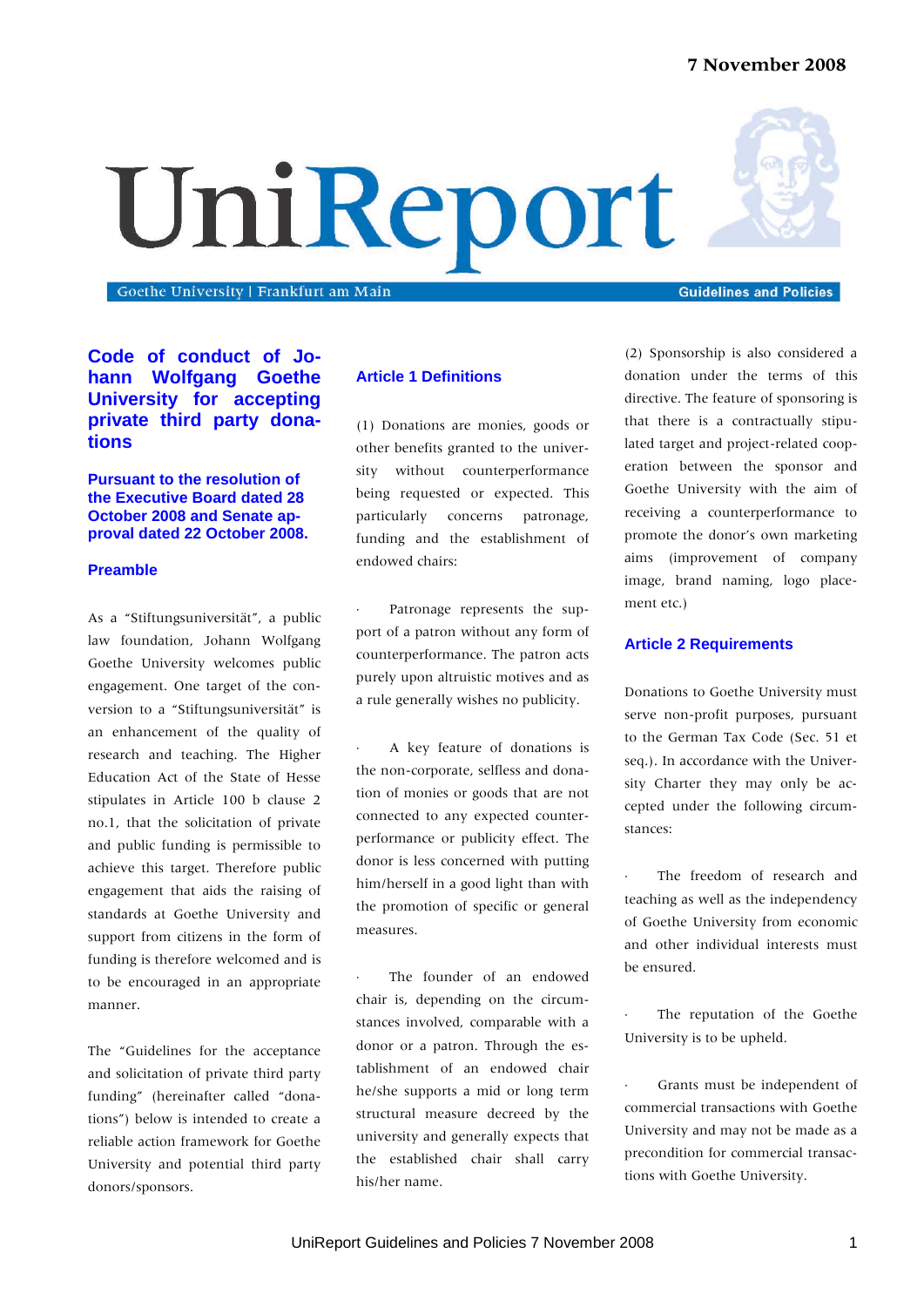7 November 2008

# UniReport

Goethe University | Frankfurt am Main

Guidelines and Policies

## Code of conduct of Johann Wolfgang Goethe University for accepting private third party donations

**Pursuant to the resolution of the Executive Board dated 28 October 2008 and Senate approval dated 22 October 2008.**

### Preamble

As a "Stiftungsuniversität", a public law foundation, Johann Wolfgang Goethe University welcomes public engagement. One target of the conversion to a "Stiftungsuniversität" is an enhancement of the quality of research and teaching. The Higher Education Act of the State of Hesse stipulates in Article 100 b clause 2 no.1, that the solicitation of private and public funding is permissible to achieve this target. Therefore public engagement that aids the raising of standards at Goethe University and support from citizens in the form of funding is therefore welcomed and is to be encouraged in an appropriate manner.

The "Guidelines for the acceptance and solicitation of private third party funding" (hereinafter called "donations") below is intended to create a reliable action framework for Goethe University and potential third party donors/sponsors.

### Article 1 Definitions

(1) Donations are monies, goods or other benefits granted to the university without counterperformance being requested or expected. This particularly concerns patronage, funding and the establishment of endowed chairs:

- Patronage represents the support of a patron without any form of counterperformance. The patron acts purely upon altruistic motives and as a rule generally wishes no publicity.

- A key feature of donations is the non-corporate, selfless and donation of monies or goods that are not connected to any expected counterperformance or publicity effect. The donor is less concerned with putting him/herself in a good light than with the promotion of specific or general measures.

- The founder of an endowed chair is, depending on the circumstances involved, comparable with a donor or a patron. Through the establishment of an endowed chair he/she supports a mid or long term structural measure decreed by the university and generally expects that the established chair shall carry his/her name.

(2) Sponsorship is also considered a donation under the terms of this directive. The feature of sponsoring is that there is a contractually stipulated target and project-related cooperation between the sponsor and Goethe University with the aim of receiving a counterperformance to promote the donor's own marketing aims (improvement of company image, brand naming, logo placement etc.)

### Article 2 Requirements

Donations to Goethe University must serve non-profit purposes, pursuant to the German Tax Code (Sec. 51 et seq.). In accordance with the University Charter they may only be accepted under the following circumstances:

- The freedom of research and teaching as well as the independency of Goethe University from economic and other individual interests must be ensured.

- The reputation of the Goethe University is to be upheld.

- Grants must be independent of commercial transactions with Goethe University and may not be made as a precondition for commercial transactions with Goethe University.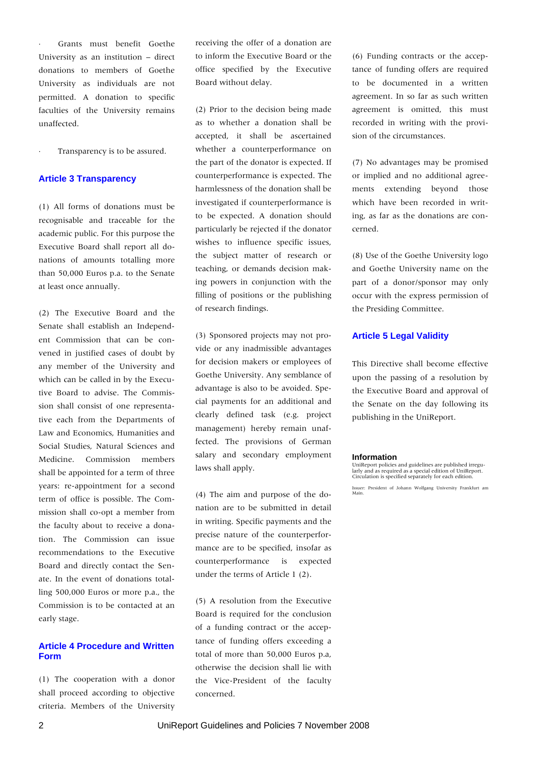- Grants must benefit Goethe University as an institution – direct donations to members of Goethe University as individuals are not permitted. A donation to specific faculties of the University remains unaffected.
- Transparency is to be assured.

## Article 3 Transparency

(1) All forms of donations must be recognisable and traceable for the academic public. For this purpose the Executive Board shall report all donations of amounts totalling more than 50,000 Euros p.a. to the Senate at least once annually.

(2) The Executive Board and the Senate shall establish an Independent Commission that can be convened in justified cases of doubt by any member of the University and which can be called in by the Executive Board to advise. The Commission shall consist of one representative each from the Departments of Law and Economics, Humanities and Social Studies, Natural Sciences and Medicine. Commission members shall be appointed for a term of three years: re-appointment for a second term of office is possible. The Commission shall co-opt a member from the faculty about to receive a donation. The Commission can issue recommendations to the Executive Board and directly contact the Senate. In the event of donations totalling 500,000 Euros or more p.a., the Commission is to be contacted at an early stage.

## Article 4 Procedure and Written Form

(1) The cooperation with a donor shall proceed according to objective criteria. Members of the University receiving the offer of a donation are to inform the Executive Board or the office specified by the Executive Board without delay.

(2) Prior to the decision being made as to whether a donation shall be accepted, it shall be ascertained whether a counterperformance on the part of the donator is expected. If counterperformance is expected. The harmlessness of the donation shall be investigated if counterperformance is to be expected. A donation should particularly be rejected if the donator wishes to influence specific issues, the subject matter of research or teaching, or demands decision making powers in conjunction with the filling of positions or the publishing of research findings.

(3) Sponsored projects may not provide or any inadmissible advantages for decision makers or employees of Goethe University. Any semblance of advantage is also to be avoided. Special payments for an additional and clearly defined task (e.g. project management) hereby remain unaffected. The provisions of German salary and secondary employment laws shall apply.

(4) The aim and purpose of the donation are to be submitted in detail in writing. Specific payments and the precise nature of the counterperformance are to be specified, insofar as counterperformance is expected under the terms of Article 1 (2).

(5) A resolution from the Executive Board is required for the conclusion of a funding contract or the acceptance of funding offers exceeding a total of more than 50,000 Euros p.a, otherwise the decision shall lie with the Vice-President of the faculty concerned.

(6) Funding contracts or the acceptance of funding offers are required to be documented in a written agreement. In so far as such written agreement is omitted, this must recorded in writing with the provision of the circumstances.

(7) No advantages may be promised or implied and no additional agreements extending beyond those which have been recorded in writing, as far as the donations are concerned.

(8) Use of the Goethe University logo and Goethe University name on the part of a donor/sponsor may only occur with the express permission of the Presiding Committee.

## Article 5 Legal Validity

This Directive shall become effective upon the passing of a resolution by the Executive Board and approval of the Senate on the day following its publishing in the UniReport.

**Information**

UniReport policies and guidelines are published irregularly and as required as a special edition of UniReport. Circulation is specified separately for each edition.

Issuer: President of Johann Wolfgang University Frankfurt am Main.